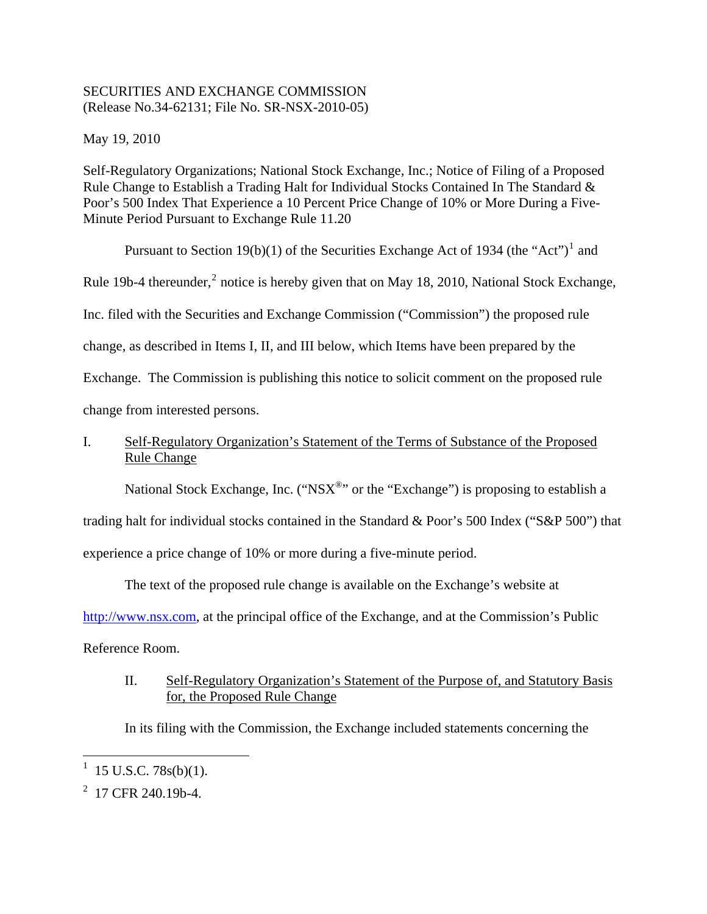SECURITIES AND EXCHANGE COMMISSION
(Release No.34-62131; File No. SR-NSX-2010-05)

May 19, 2010

Self-Regulatory Organizations; National Stock Exchange, Inc.; Notice of Filing of a Proposed Rule Change to Establish a Trading Halt for Individual Stocks Contained In The Standard & Poor's 500 Index That Experience a 10 Percent Price Change of 10% or More During a Five-Minute Period Pursuant to Exchange Rule 11.20

Pursuant to Section 19(b)(1) of the Securities Exchange Act of 1934 (the "Act")[1] and Rule 19b-4 thereunder,[2] notice is hereby given that on May 18, 2010, National Stock Exchange, Inc. filed with the Securities and Exchange Commission ("Commission") the proposed rule change, as described in Items I, II, and III below, which Items have been prepared by the Exchange. The Commission is publishing this notice to solicit comment on the proposed rule change from interested persons.

I. Self-Regulatory Organization's Statement of the Terms of Substance of the Proposed Rule Change

National Stock Exchange, Inc. ("NSX®" or the "Exchange") is proposing to establish a trading halt for individual stocks contained in the Standard & Poor's 500 Index ("S&P 500") that experience a price change of 10% or more during a five-minute period.

The text of the proposed rule change is available on the Exchange's website at http://www.nsx.com, at the principal office of the Exchange, and at the Commission's Public Reference Room.

II. Self-Regulatory Organization's Statement of the Purpose of, and Statutory Basis for, the Proposed Rule Change

In its filing with the Commission, the Exchange included statements concerning the

---

[1] 15 U.S.C. 78s(b)(1).

[2] 17 CFR 240.19b-4.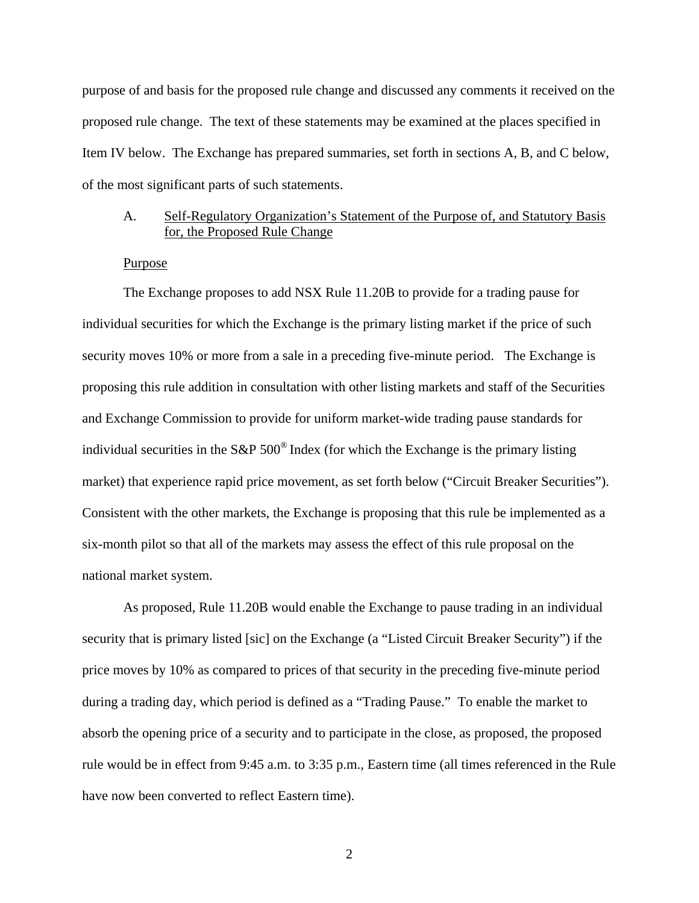purpose of and basis for the proposed rule change and discussed any comments it received on the proposed rule change. The text of these statements may be examined at the places specified in Item IV below. The Exchange has prepared summaries, set forth in sections A, B, and C below, of the most significant parts of such statements.

A. Self-Regulatory Organization's Statement of the Purpose of, and Statutory Basis for, the Proposed Rule Change

Purpose

The Exchange proposes to add NSX Rule 11.20B to provide for a trading pause for individual securities for which the Exchange is the primary listing market if the price of such security moves 10% or more from a sale in a preceding five-minute period. The Exchange is proposing this rule addition in consultation with other listing markets and staff of the Securities and Exchange Commission to provide for uniform market-wide trading pause standards for individual securities in the S&P 500® Index (for which the Exchange is the primary listing market) that experience rapid price movement, as set forth below ("Circuit Breaker Securities"). Consistent with the other markets, the Exchange is proposing that this rule be implemented as a six-month pilot so that all of the markets may assess the effect of this rule proposal on the national market system.

As proposed, Rule 11.20B would enable the Exchange to pause trading in an individual security that is primary listed [sic] on the Exchange (a "Listed Circuit Breaker Security") if the price moves by 10% as compared to prices of that security in the preceding five-minute period during a trading day, which period is defined as a "Trading Pause." To enable the market to absorb the opening price of a security and to participate in the close, as proposed, the proposed rule would be in effect from 9:45 a.m. to 3:35 p.m., Eastern time (all times referenced in the Rule have now been converted to reflect Eastern time).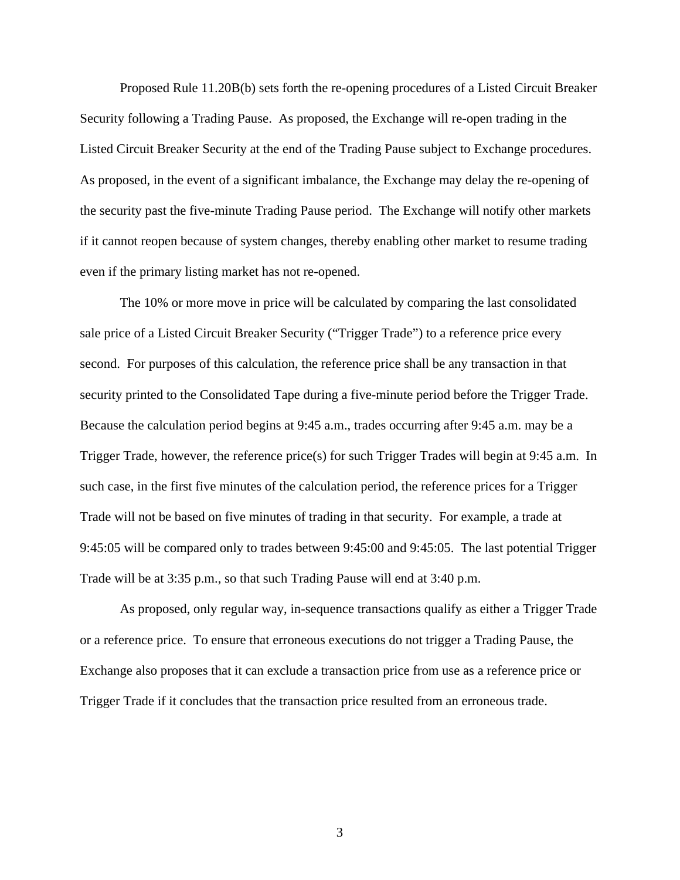Proposed Rule 11.20B(b) sets forth the re-opening procedures of a Listed Circuit Breaker Security following a Trading Pause. As proposed, the Exchange will re-open trading in the Listed Circuit Breaker Security at the end of the Trading Pause subject to Exchange procedures. As proposed, in the event of a significant imbalance, the Exchange may delay the re-opening of the security past the five-minute Trading Pause period. The Exchange will notify other markets if it cannot reopen because of system changes, thereby enabling other market to resume trading even if the primary listing market has not re-opened.

The 10% or more move in price will be calculated by comparing the last consolidated sale price of a Listed Circuit Breaker Security ("Trigger Trade") to a reference price every second. For purposes of this calculation, the reference price shall be any transaction in that security printed to the Consolidated Tape during a five-minute period before the Trigger Trade. Because the calculation period begins at 9:45 a.m., trades occurring after 9:45 a.m. may be a Trigger Trade, however, the reference price(s) for such Trigger Trades will begin at 9:45 a.m. In such case, in the first five minutes of the calculation period, the reference prices for a Trigger Trade will not be based on five minutes of trading in that security. For example, a trade at 9:45:05 will be compared only to trades between 9:45:00 and 9:45:05. The last potential Trigger Trade will be at 3:35 p.m., so that such Trading Pause will end at 3:40 p.m.

As proposed, only regular way, in-sequence transactions qualify as either a Trigger Trade or a reference price. To ensure that erroneous executions do not trigger a Trading Pause, the Exchange also proposes that it can exclude a transaction price from use as a reference price or Trigger Trade if it concludes that the transaction price resulted from an erroneous trade.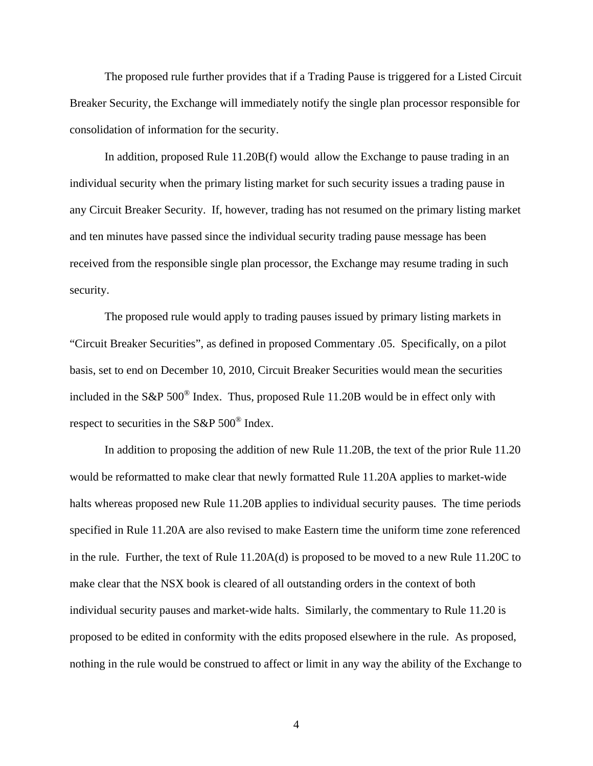The proposed rule further provides that if a Trading Pause is triggered for a Listed Circuit Breaker Security, the Exchange will immediately notify the single plan processor responsible for consolidation of information for the security.

In addition, proposed Rule 11.20B(f) would allow the Exchange to pause trading in an individual security when the primary listing market for such security issues a trading pause in any Circuit Breaker Security. If, however, trading has not resumed on the primary listing market and ten minutes have passed since the individual security trading pause message has been received from the responsible single plan processor, the Exchange may resume trading in such security.

The proposed rule would apply to trading pauses issued by primary listing markets in "Circuit Breaker Securities", as defined in proposed Commentary .05. Specifically, on a pilot basis, set to end on December 10, 2010, Circuit Breaker Securities would mean the securities included in the S&P 500® Index. Thus, proposed Rule 11.20B would be in effect only with respect to securities in the S&P 500® Index.

In addition to proposing the addition of new Rule 11.20B, the text of the prior Rule 11.20 would be reformatted to make clear that newly formatted Rule 11.20A applies to market-wide halts whereas proposed new Rule 11.20B applies to individual security pauses. The time periods specified in Rule 11.20A are also revised to make Eastern time the uniform time zone referenced in the rule. Further, the text of Rule 11.20A(d) is proposed to be moved to a new Rule 11.20C to make clear that the NSX book is cleared of all outstanding orders in the context of both individual security pauses and market-wide halts. Similarly, the commentary to Rule 11.20 is proposed to be edited in conformity with the edits proposed elsewhere in the rule. As proposed, nothing in the rule would be construed to affect or limit in any way the ability of the Exchange to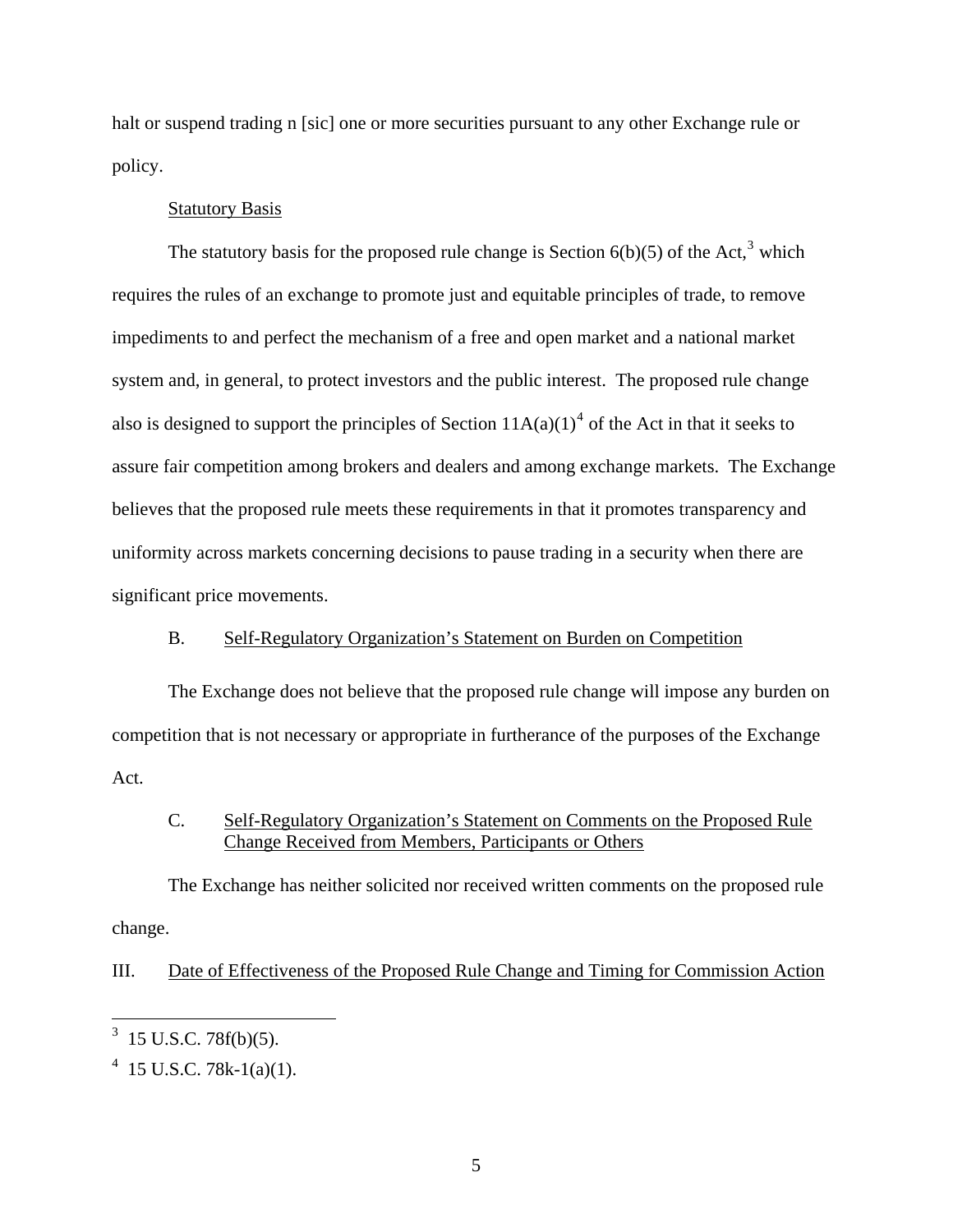halt or suspend trading n [sic] one or more securities pursuant to any other Exchange rule or policy.

Statutory Basis

The statutory basis for the proposed rule change is Section 6(b)(5) of the Act,[3] which requires the rules of an exchange to promote just and equitable principles of trade, to remove impediments to and perfect the mechanism of a free and open market and a national market system and, in general, to protect investors and the public interest. The proposed rule change also is designed to support the principles of Section 11A(a)(1)[4] of the Act in that it seeks to assure fair competition among brokers and dealers and among exchange markets. The Exchange believes that the proposed rule meets these requirements in that it promotes transparency and uniformity across markets concerning decisions to pause trading in a security when there are significant price movements.

B. Self-Regulatory Organization's Statement on Burden on Competition

The Exchange does not believe that the proposed rule change will impose any burden on competition that is not necessary or appropriate in furtherance of the purposes of the Exchange Act.

C. Self-Regulatory Organization's Statement on Comments on the Proposed Rule Change Received from Members, Participants or Others

The Exchange has neither solicited nor received written comments on the proposed rule change.

III. Date of Effectiveness of the Proposed Rule Change and Timing for Commission Action

---

[3] 15 U.S.C. 78f(b)(5).

[4] 15 U.S.C. 78k-1(a)(1).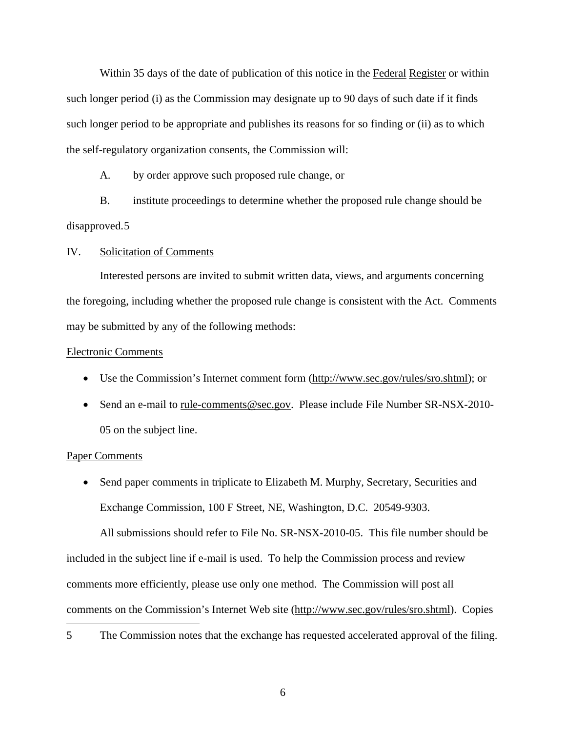Within 35 days of the date of publication of this notice in the Federal Register or within such longer period (i) as the Commission may designate up to 90 days of such date if it finds such longer period to be appropriate and publishes its reasons for so finding or (ii) as to which the self-regulatory organization consents, the Commission will:

A. by order approve such proposed rule change, or

B. institute proceedings to determine whether the proposed rule change should be disapproved.[5]

IV. Solicitation of Comments

Interested persons are invited to submit written data, views, and arguments concerning the foregoing, including whether the proposed rule change is consistent with the Act. Comments may be submitted by any of the following methods:

Electronic Comments

- Use the Commission's Internet comment form (http://www.sec.gov/rules/sro.shtml); or
- Send an e-mail to rule-comments@sec.gov. Please include File Number SR-NSX-2010-05 on the subject line.

Paper Comments

- Send paper comments in triplicate to Elizabeth M. Murphy, Secretary, Securities and Exchange Commission, 100 F Street, NE, Washington, D.C. 20549-9303.

All submissions should refer to File No. SR-NSX-2010-05. This file number should be included in the subject line if e-mail is used. To help the Commission process and review comments more efficiently, please use only one method. The Commission will post all comments on the Commission's Internet Web site (http://www.sec.gov/rules/sro.shtml). Copies

---

5 The Commission notes that the exchange has requested accelerated approval of the filing.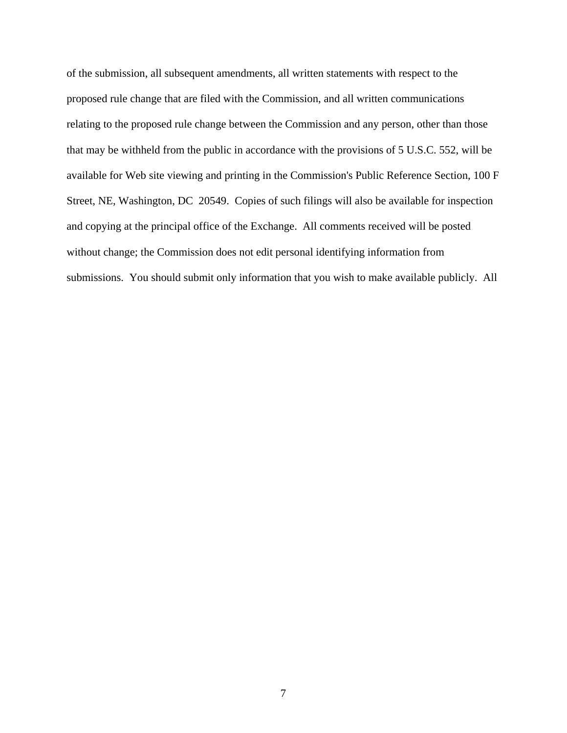of the submission, all subsequent amendments, all written statements with respect to the proposed rule change that are filed with the Commission, and all written communications relating to the proposed rule change between the Commission and any person, other than those that may be withheld from the public in accordance with the provisions of 5 U.S.C. 552, will be available for Web site viewing and printing in the Commission's Public Reference Section, 100 F Street, NE, Washington, DC 20549. Copies of such filings will also be available for inspection and copying at the principal office of the Exchange. All comments received will be posted without change; the Commission does not edit personal identifying information from submissions. You should submit only information that you wish to make available publicly. All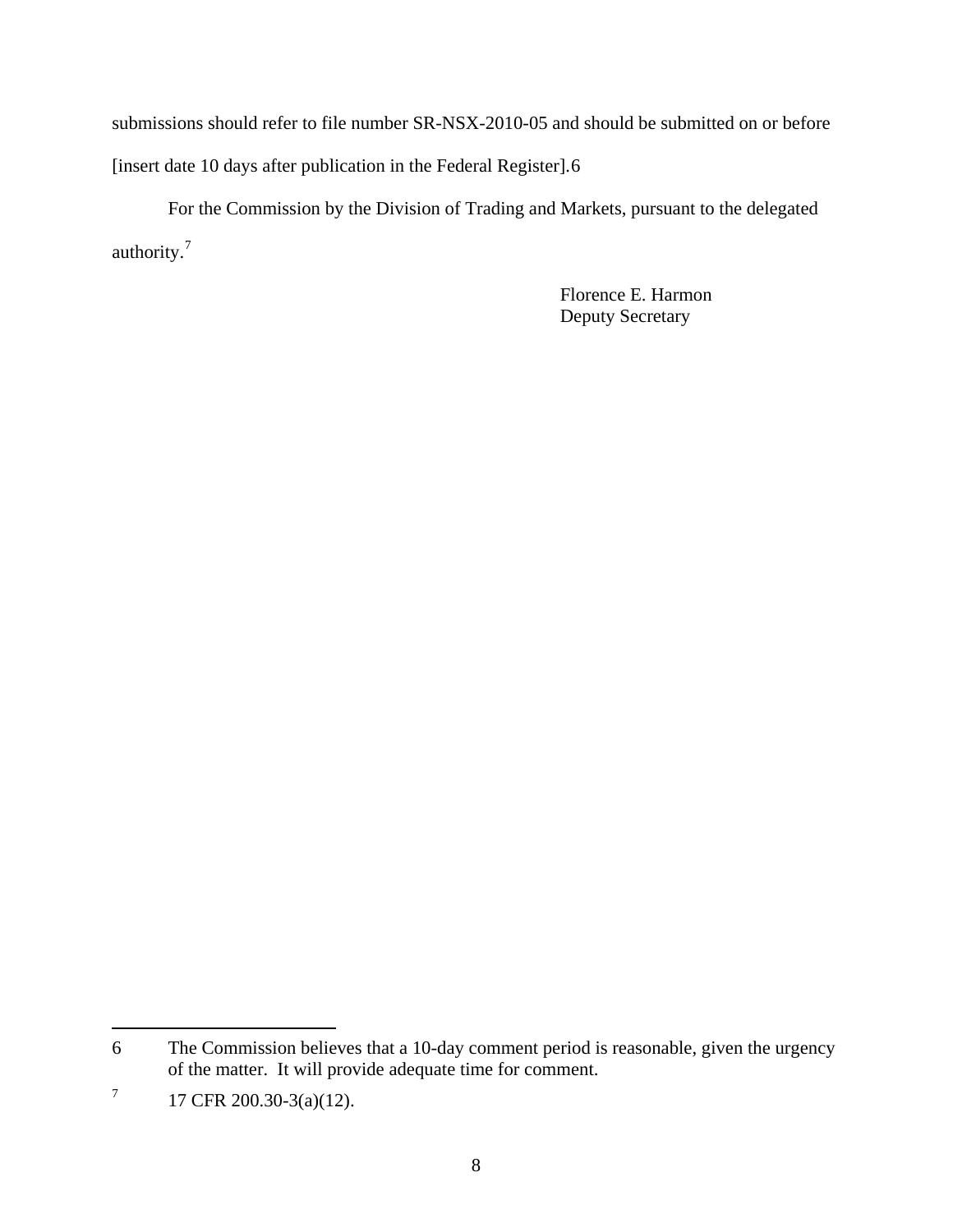submissions should refer to file number SR-NSX-2010-05 and should be submitted on or before [insert date 10 days after publication in the Federal Register].[6]

For the Commission by the Division of Trading and Markets, pursuant to the delegated authority.[7]

Florence E. Harmon
Deputy Secretary

---

6 The Commission believes that a 10-day comment period is reasonable, given the urgency of the matter. It will provide adequate time for comment.

7 17 CFR 200.30-3(a)(12).